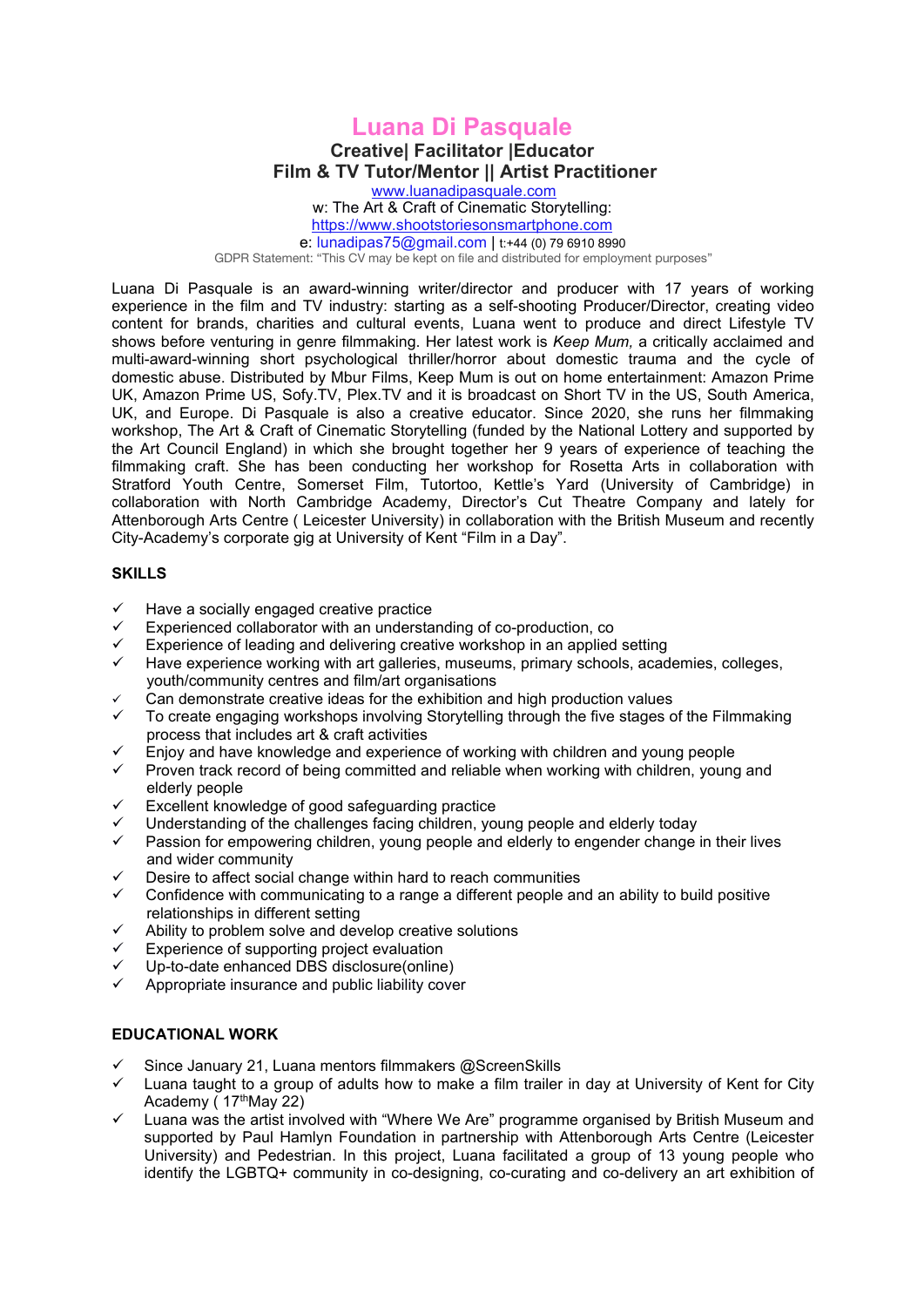# Luana Di Pasquale

**Creative| Facilitator |Educator**
**Film & TV Tutor/Mentor || Artist Practitioner**

www.luanadipasquale.com
w: The Art & Craft of Cinematic Storytelling:
https://www.shootstoriesonsmartphone.com
e: lunadipas75@gmail.com | t:+44 (0) 79 6910 8990
GDPR Statement: "This CV may be kept on file and distributed for employment purposes"

Luana Di Pasquale is an award-winning writer/director and producer with 17 years of working experience in the film and TV industry: starting as a self-shooting Producer/Director, creating video content for brands, charities and cultural events, Luana went to produce and direct Lifestyle TV shows before venturing in genre filmmaking. Her latest work is *Keep Mum,* a critically acclaimed and multi-award-winning short psychological thriller/horror about domestic trauma and the cycle of domestic abuse. Distributed by Mbur Films, Keep Mum is out on home entertainment: Amazon Prime UK, Amazon Prime US, Sofy.TV, Plex.TV and it is broadcast on Short TV in the US, South America, UK, and Europe. Di Pasquale is also a creative educator. Since 2020, she runs her filmmaking workshop, The Art & Craft of Cinematic Storytelling (funded by the National Lottery and supported by the Art Council England) in which she brought together her 9 years of experience of teaching the filmmaking craft. She has been conducting her workshop for Rosetta Arts in collaboration with Stratford Youth Centre, Somerset Film, Tutortoo, Kettle's Yard (University of Cambridge) in collaboration with North Cambridge Academy, Director's Cut Theatre Company and lately for Attenborough Arts Centre ( Leicester University) in collaboration with the British Museum and recently City-Academy's corporate gig at University of Kent "Film in a Day".

## SKILLS

- ✓ Have a socially engaged creative practice
- ✓ Experienced collaborator with an understanding of co-production, co
- ✓ Experience of leading and delivering creative workshop in an applied setting
- ✓ Have experience working with art galleries, museums, primary schools, academies, colleges, youth/community centres and film/art organisations
- ✓ Can demonstrate creative ideas for the exhibition and high production values
- ✓ To create engaging workshops involving Storytelling through the five stages of the Filmmaking process that includes art & craft activities
- ✓ Enjoy and have knowledge and experience of working with children and young people
- ✓ Proven track record of being committed and reliable when working with children, young and elderly people
- ✓ Excellent knowledge of good safeguarding practice
- ✓ Understanding of the challenges facing children, young people and elderly today
- ✓ Passion for empowering children, young people and elderly to engender change in their lives and wider community
- ✓ Desire to affect social change within hard to reach communities
- ✓ Confidence with communicating to a range a different people and an ability to build positive relationships in different setting
- ✓ Ability to problem solve and develop creative solutions
- ✓ Experience of supporting project evaluation
- ✓ Up-to-date enhanced DBS disclosure(online)
- ✓ Appropriate insurance and public liability cover

## EDUCATIONAL WORK

- ✓ Since January 21, Luana mentors filmmakers @ScreenSkills
- ✓ Luana taught to a group of adults how to make a film trailer in day at University of Kent for City Academy ( 17th May 22)
- ✓ Luana was the artist involved with "Where We Are" programme organised by British Museum and supported by Paul Hamlyn Foundation in partnership with Attenborough Arts Centre (Leicester University) and Pedestrian. In this project, Luana facilitated a group of 13 young people who identify the LGBTQ+ community in co-designing, co-curating and co-delivery an art exhibition of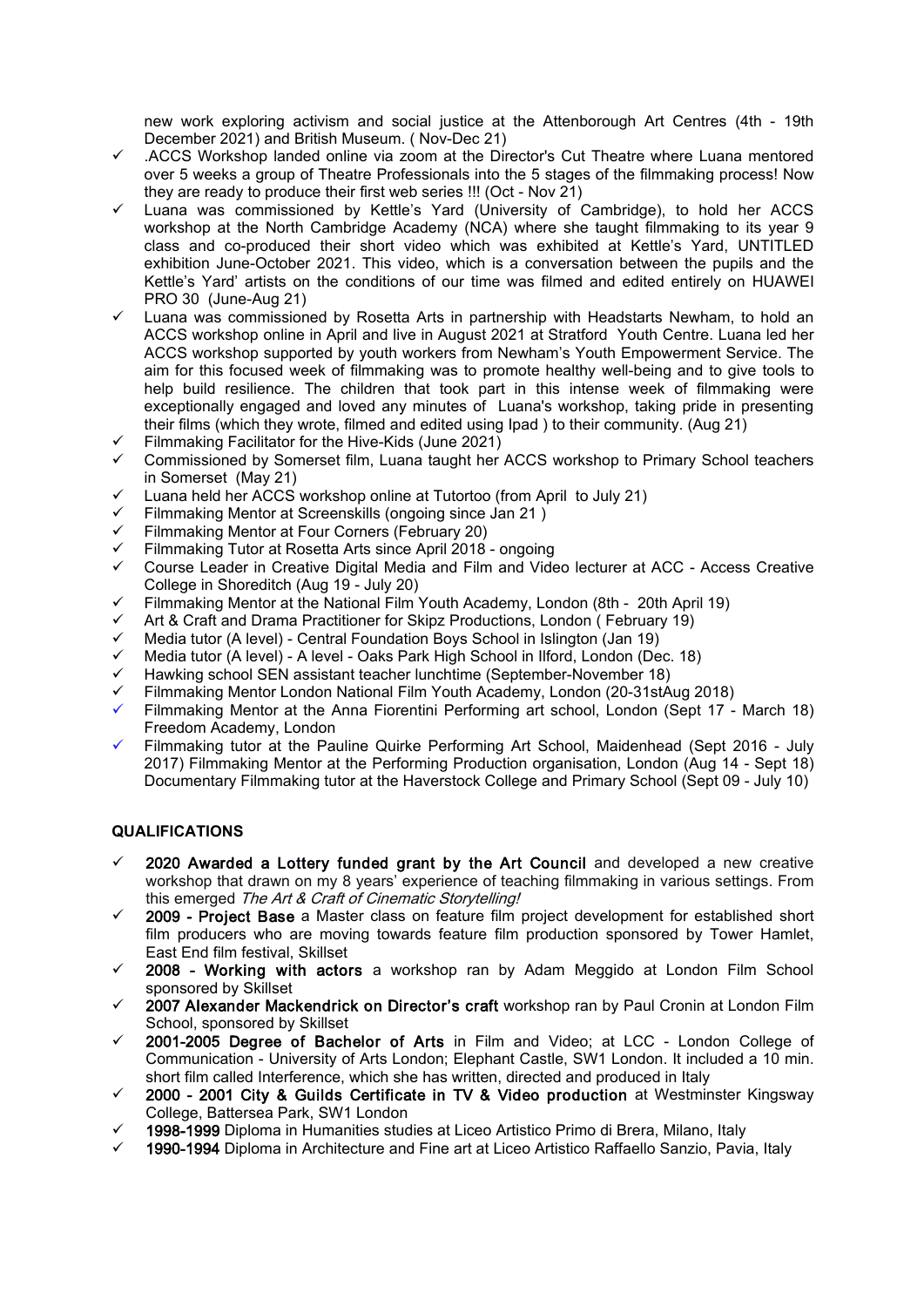new work exploring activism and social justice at the Attenborough Art Centres (4th - 19th December 2021) and British Museum. ( Nov-Dec 21)

- ✓ .ACCS Workshop landed online via zoom at the Director's Cut Theatre where Luana mentored over 5 weeks a group of Theatre Professionals into the 5 stages of the filmmaking process! Now they are ready to produce their first web series !!! (Oct - Nov 21)
- ✓ Luana was commissioned by Kettle's Yard (University of Cambridge), to hold her ACCS workshop at the North Cambridge Academy (NCA) where she taught filmmaking to its year 9 class and co-produced their short video which was exhibited at Kettle's Yard, UNTITLED exhibition June-October 2021. This video, which is a conversation between the pupils and the Kettle's Yard' artists on the conditions of our time was filmed and edited entirely on HUAWEI PRO 30 (June-Aug 21)
- ✓ Luana was commissioned by Rosetta Arts in partnership with Headstarts Newham, to hold an ACCS workshop online in April and live in August 2021 at Stratford Youth Centre. Luana led her ACCS workshop supported by youth workers from Newham's Youth Empowerment Service. The aim for this focused week of filmmaking was to promote healthy well-being and to give tools to help build resilience. The children that took part in this intense week of filmmaking were exceptionally engaged and loved any minutes of Luana's workshop, taking pride in presenting their films (which they wrote, filmed and edited using Ipad ) to their community. (Aug 21)
- ✓ Filmmaking Facilitator for the Hive-Kids (June 2021)
- ✓ Commissioned by Somerset film, Luana taught her ACCS workshop to Primary School teachers in Somerset (May 21)
- ✓ Luana held her ACCS workshop online at Tutortoo (from April to July 21)
- ✓ Filmmaking Mentor at Screenskills (ongoing since Jan 21 )
- ✓ Filmmaking Mentor at Four Corners (February 20)
- ✓ Filmmaking Tutor at Rosetta Arts since April 2018 - ongoing
- ✓ Course Leader in Creative Digital Media and Film and Video lecturer at ACC - Access Creative College in Shoreditch (Aug 19 - July 20)
- ✓ Filmmaking Mentor at the National Film Youth Academy, London (8th - 20th April 19)
- ✓ Art & Craft and Drama Practitioner for Skipz Productions, London ( February 19)
- ✓ Media tutor (A level) - Central Foundation Boys School in Islington (Jan 19)
- ✓ Media tutor (A level) - A level - Oaks Park High School in Ilford, London (Dec. 18)
- ✓ Hawking school SEN assistant teacher lunchtime (September-November 18)
- ✓ Filmmaking Mentor London National Film Youth Academy, London (20-31stAug 2018)
- ✓ Filmmaking Mentor at the Anna Fiorentini Performing art school, London (Sept 17 - March 18) Freedom Academy, London
- ✓ Filmmaking tutor at the Pauline Quirke Performing Art School, Maidenhead (Sept 2016 - July 2017) Filmmaking Mentor at the Performing Production organisation, London (Aug 14 - Sept 18) Documentary Filmmaking tutor at the Haverstock College and Primary School (Sept 09 - July 10)

## QUALIFICATIONS

- ✓ **2020 Awarded a Lottery funded grant by the Art Council** and developed a new creative workshop that drawn on my 8 years' experience of teaching filmmaking in various settings. From this emerged *The Art & Craft of Cinematic Storytelling!*
- ✓ **2009 - Project Base** a Master class on feature film project development for established short film producers who are moving towards feature film production sponsored by Tower Hamlet, East End film festival, Skillset
- ✓ **2008 - Working with actors** a workshop ran by Adam Meggido at London Film School sponsored by Skillset
- ✓ **2007 Alexander Mackendrick on Director's craft** workshop ran by Paul Cronin at London Film School, sponsored by Skillset
- ✓ **2001-2005 Degree of Bachelor of Arts** in Film and Video; at LCC - London College of Communication - University of Arts London; Elephant Castle, SW1 London. It included a 10 min. short film called Interference, which she has written, directed and produced in Italy
- ✓ **2000 - 2001 City & Guilds Certificate in TV & Video production** at Westminster Kingsway College, Battersea Park, SW1 London
- ✓ **1998-1999** Diploma in Humanities studies at Liceo Artistico Primo di Brera, Milano, Italy
- ✓ **1990-1994** Diploma in Architecture and Fine art at Liceo Artistico Raffaello Sanzio, Pavia, Italy